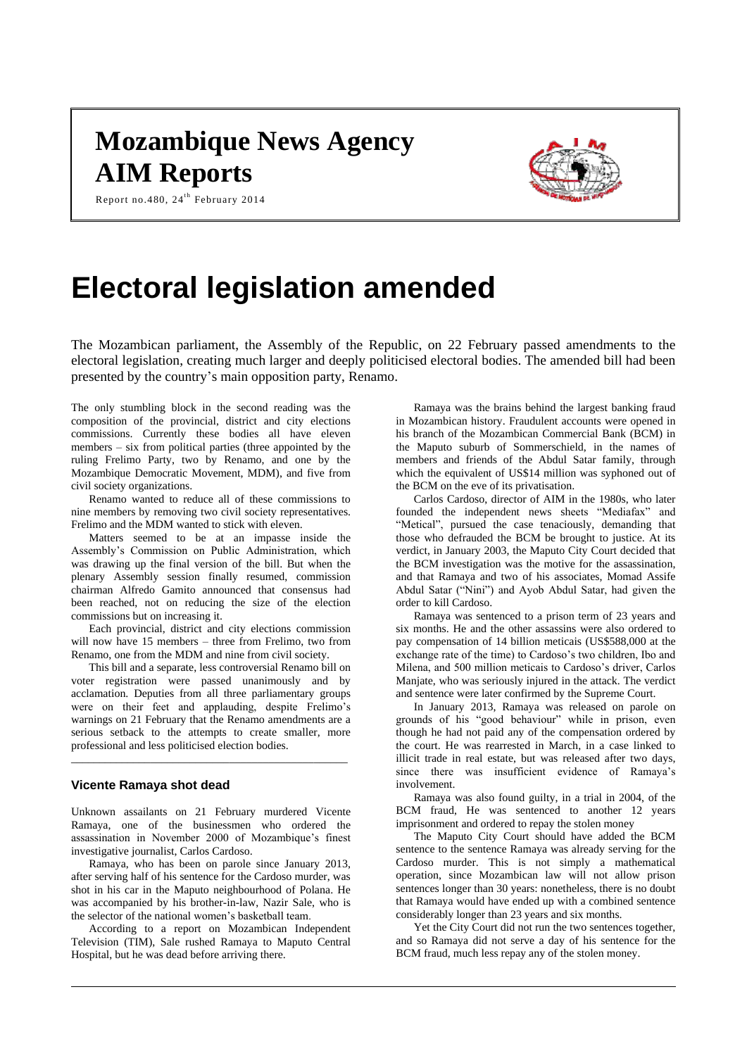# Mozambique News Agency
# AIM Reports

Report no.480, 24th February 2014

# Electoral legislation amended

The Mozambican parliament, the Assembly of the Republic, on 22 February passed amendments to the electoral legislation, creating much larger and deeply politicised electoral bodies. The amended bill had been presented by the country's main opposition party, Renamo.

The only stumbling block in the second reading was the composition of the provincial, district and city elections commissions. Currently these bodies all have eleven members – six from political parties (three appointed by the ruling Frelimo Party, two by Renamo, and one by the Mozambique Democratic Movement, MDM), and five from civil society organizations.

Renamo wanted to reduce all of these commissions to nine members by removing two civil society representatives. Frelimo and the MDM wanted to stick with eleven.

Matters seemed to be at an impasse inside the Assembly's Commission on Public Administration, which was drawing up the final version of the bill. But when the plenary Assembly session finally resumed, commission chairman Alfredo Gamito announced that consensus had been reached, not on reducing the size of the election commissions but on increasing it.

Each provincial, district and city elections commission will now have 15 members – three from Frelimo, two from Renamo, one from the MDM and nine from civil society.

This bill and a separate, less controversial Renamo bill on voter registration were passed unanimously and by acclamation. Deputies from all three parliamentary groups were on their feet and applauding, despite Frelimo's warnings on 21 February that the Renamo amendments are a serious setback to the attempts to create smaller, more professional and less politicised election bodies.

---

### Vicente Ramaya shot dead

Unknown assailants on 21 February murdered Vicente Ramaya, one of the businessmen who ordered the assassination in November 2000 of Mozambique's finest investigative journalist, Carlos Cardoso.

Ramaya, who has been on parole since January 2013, after serving half of his sentence for the Cardoso murder, was shot in his car in the Maputo neighbourhood of Polana. He was accompanied by his brother-in-law, Nazir Sale, who is the selector of the national women's basketball team.

According to a report on Mozambican Independent Television (TIM), Sale rushed Ramaya to Maputo Central Hospital, but he was dead before arriving there.

Ramaya was the brains behind the largest banking fraud in Mozambican history. Fraudulent accounts were opened in his branch of the Mozambican Commercial Bank (BCM) in the Maputo suburb of Sommerschield, in the names of members and friends of the Abdul Satar family, through which the equivalent of US$14 million was syphoned out of the BCM on the eve of its privatisation.

Carlos Cardoso, director of AIM in the 1980s, who later founded the independent news sheets "Mediafax" and "Metical", pursued the case tenaciously, demanding that those who defrauded the BCM be brought to justice. At its verdict, in January 2003, the Maputo City Court decided that the BCM investigation was the motive for the assassination, and that Ramaya and two of his associates, Momad Assife Abdul Satar ("Nini") and Ayob Abdul Satar, had given the order to kill Cardoso.

Ramaya was sentenced to a prison term of 23 years and six months. He and the other assassins were also ordered to pay compensation of 14 billion meticais (US$588,000 at the exchange rate of the time) to Cardoso's two children, Ibo and Milena, and 500 million meticais to Cardoso's driver, Carlos Manjate, who was seriously injured in the attack. The verdict and sentence were later confirmed by the Supreme Court.

In January 2013, Ramaya was released on parole on grounds of his "good behaviour" while in prison, even though he had not paid any of the compensation ordered by the court. He was rearrested in March, in a case linked to illicit trade in real estate, but was released after two days, since there was insufficient evidence of Ramaya's involvement.

Ramaya was also found guilty, in a trial in 2004, of the BCM fraud, He was sentenced to another 12 years imprisonment and ordered to repay the stolen money

The Maputo City Court should have added the BCM sentence to the sentence Ramaya was already serving for the Cardoso murder. This is not simply a mathematical operation, since Mozambican law will not allow prison sentences longer than 30 years: nonetheless, there is no doubt that Ramaya would have ended up with a combined sentence considerably longer than 23 years and six months.

Yet the City Court did not run the two sentences together, and so Ramaya did not serve a day of his sentence for the BCM fraud, much less repay any of the stolen money.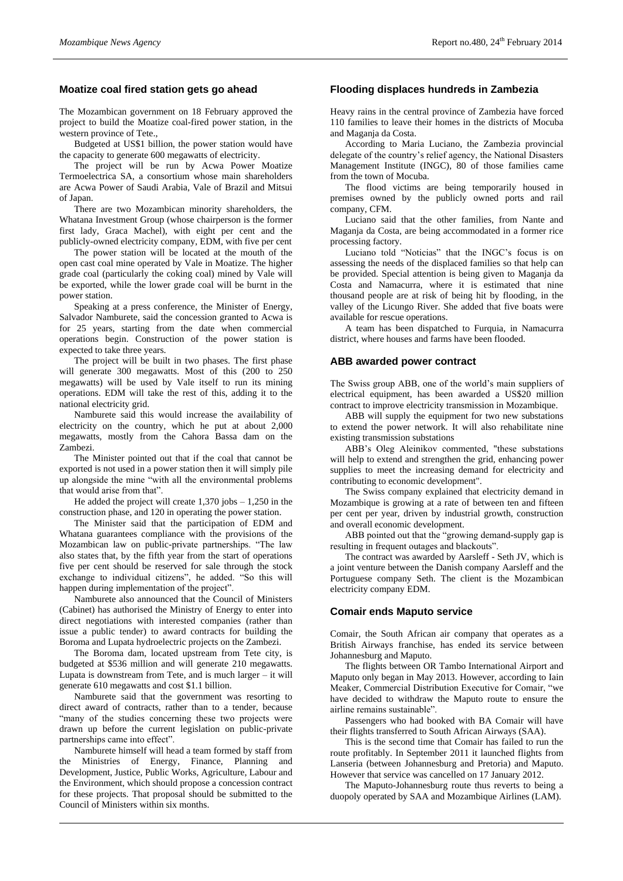## Moatize coal fired station gets go ahead

The Mozambican government on 18 February approved the project to build the Moatize coal-fired power station, in the western province of Tete.,

Budgeted at US$1 billion, the power station would have the capacity to generate 600 megawatts of electricity.

The project will be run by Acwa Power Moatize Termoelectrica SA, a consortium whose main shareholders are Acwa Power of Saudi Arabia, Vale of Brazil and Mitsui of Japan.

There are two Mozambican minority shareholders, the Whatana Investment Group (whose chairperson is the former first lady, Graca Machel), with eight per cent and the publicly-owned electricity company, EDM, with five per cent

The power station will be located at the mouth of the open cast coal mine operated by Vale in Moatize. The higher grade coal (particularly the coking coal) mined by Vale will be exported, while the lower grade coal will be burnt in the power station.

Speaking at a press conference, the Minister of Energy, Salvador Namburete, said the concession granted to Acwa is for 25 years, starting from the date when commercial operations begin. Construction of the power station is expected to take three years.

The project will be built in two phases. The first phase will generate 300 megawatts. Most of this (200 to 250 megawatts) will be used by Vale itself to run its mining operations. EDM will take the rest of this, adding it to the national electricity grid.

Namburete said this would increase the availability of electricity on the country, which he put at about 2,000 megawatts, mostly from the Cahora Bassa dam on the Zambezi.

The Minister pointed out that if the coal that cannot be exported is not used in a power station then it will simply pile up alongside the mine "with all the environmental problems that would arise from that".

He added the project will create 1,370 jobs – 1,250 in the construction phase, and 120 in operating the power station.

The Minister said that the participation of EDM and Whatana guarantees compliance with the provisions of the Mozambican law on public-private partnerships. "The law also states that, by the fifth year from the start of operations five per cent should be reserved for sale through the stock exchange to individual citizens", he added. "So this will happen during implementation of the project".

Namburete also announced that the Council of Ministers (Cabinet) has authorised the Ministry of Energy to enter into direct negotiations with interested companies (rather than issue a public tender) to award contracts for building the Boroma and Lupata hydroelectric projects on the Zambezi.

The Boroma dam, located upstream from Tete city, is budgeted at $536 million and will generate 210 megawatts. Lupata is downstream from Tete, and is much larger – it will generate 610 megawatts and cost $1.1 billion.

Namburete said that the government was resorting to direct award of contracts, rather than to a tender, because "many of the studies concerning these two projects were drawn up before the current legislation on public-private partnerships came into effect".

Namburete himself will head a team formed by staff from the Ministries of Energy, Finance, Planning and Development, Justice, Public Works, Agriculture, Labour and the Environment, which should propose a concession contract for these projects. That proposal should be submitted to the Council of Ministers within six months.

## Flooding displaces hundreds in Zambezia

Heavy rains in the central province of Zambezia have forced 110 families to leave their homes in the districts of Mocuba and Maganja da Costa.

According to Maria Luciano, the Zambezia provincial delegate of the country's relief agency, the National Disasters Management Institute (INGC), 80 of those families came from the town of Mocuba.

The flood victims are being temporarily housed in premises owned by the publicly owned ports and rail company, CFM.

Luciano said that the other families, from Nante and Maganja da Costa, are being accommodated in a former rice processing factory.

Luciano told "Noticias" that the INGC's focus is on assessing the needs of the displaced families so that help can be provided. Special attention is being given to Maganja da Costa and Namacurra, where it is estimated that nine thousand people are at risk of being hit by flooding, in the valley of the Licungo River. She added that five boats were available for rescue operations.

A team has been dispatched to Furquia, in Namacurra district, where houses and farms have been flooded.

## ABB awarded power contract

The Swiss group ABB, one of the world's main suppliers of electrical equipment, has been awarded a US$20 million contract to improve electricity transmission in Mozambique.

ABB will supply the equipment for two new substations to extend the power network. It will also rehabilitate nine existing transmission substations

ABB's Oleg Aleinikov commented, "these substations will help to extend and strengthen the grid, enhancing power supplies to meet the increasing demand for electricity and contributing to economic development".

The Swiss company explained that electricity demand in Mozambique is growing at a rate of between ten and fifteen per cent per year, driven by industrial growth, construction and overall economic development.

ABB pointed out that the "growing demand-supply gap is resulting in frequent outages and blackouts".

The contract was awarded by Aarsleff - Seth JV, which is a joint venture between the Danish company Aarsleff and the Portuguese company Seth. The client is the Mozambican electricity company EDM.

## Comair ends Maputo service

Comair, the South African air company that operates as a British Airways franchise, has ended its service between Johannesburg and Maputo.

The flights between OR Tambo International Airport and Maputo only began in May 2013. However, according to Iain Meaker, Commercial Distribution Executive for Comair, "we have decided to withdraw the Maputo route to ensure the airline remains sustainable".

Passengers who had booked with BA Comair will have their flights transferred to South African Airways (SAA).

This is the second time that Comair has failed to run the route profitably. In September 2011 it launched flights from Lanseria (between Johannesburg and Pretoria) and Maputo. However that service was cancelled on 17 January 2012.

The Maputo-Johannesburg route thus reverts to being a duopoly operated by SAA and Mozambique Airlines (LAM).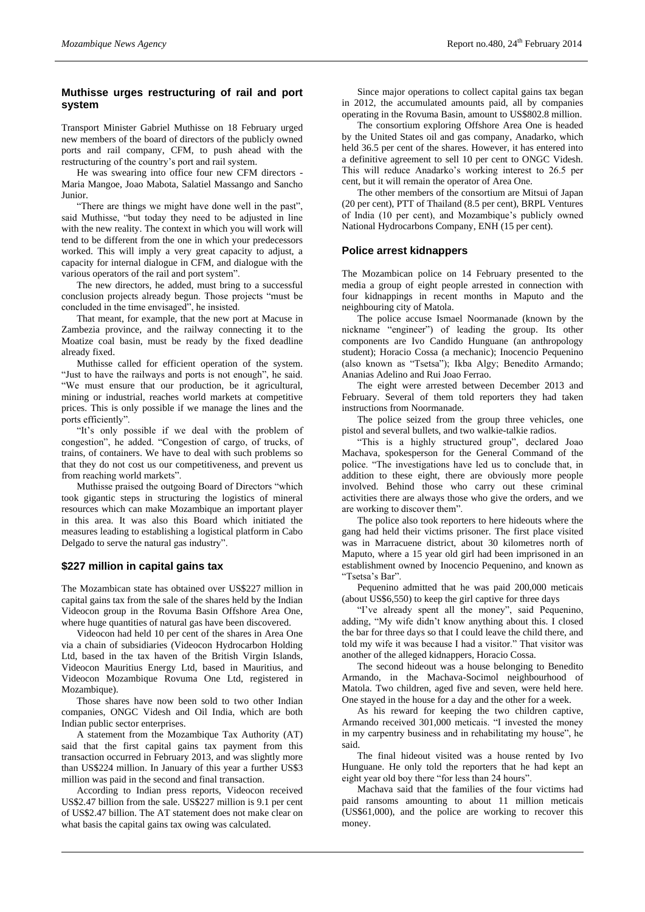## Muthisse urges restructuring of rail and port system

Transport Minister Gabriel Muthisse on 18 February urged new members of the board of directors of the publicly owned ports and rail company, CFM, to push ahead with the restructuring of the country's port and rail system.

He was swearing into office four new CFM directors - Maria Mangoe, Joao Mabota, Salatiel Massango and Sancho Junior.

"There are things we might have done well in the past", said Muthisse, "but today they need to be adjusted in line with the new reality. The context in which you will work will tend to be different from the one in which your predecessors worked. This will imply a very great capacity to adjust, a capacity for internal dialogue in CFM, and dialogue with the various operators of the rail and port system".

The new directors, he added, must bring to a successful conclusion projects already begun. Those projects "must be concluded in the time envisaged", he insisted.

That meant, for example, that the new port at Macuse in Zambezia province, and the railway connecting it to the Moatize coal basin, must be ready by the fixed deadline already fixed.

Muthisse called for efficient operation of the system. "Just to have the railways and ports is not enough", he said. "We must ensure that our production, be it agricultural, mining or industrial, reaches world markets at competitive prices. This is only possible if we manage the lines and the ports efficiently".

"It's only possible if we deal with the problem of congestion", he added. "Congestion of cargo, of trucks, of trains, of containers. We have to deal with such problems so that they do not cost us our competitiveness, and prevent us from reaching world markets".

Muthisse praised the outgoing Board of Directors "which took gigantic steps in structuring the logistics of mineral resources which can make Mozambique an important player in this area. It was also this Board which initiated the measures leading to establishing a logistical platform in Cabo Delgado to serve the natural gas industry".

## $227 million in capital gains tax

The Mozambican state has obtained over US$227 million in capital gains tax from the sale of the shares held by the Indian Videocon group in the Rovuma Basin Offshore Area One, where huge quantities of natural gas have been discovered.

Videocon had held 10 per cent of the shares in Area One via a chain of subsidiaries (Videocon Hydrocarbon Holding Ltd, based in the tax haven of the British Virgin Islands, Videocon Mauritius Energy Ltd, based in Mauritius, and Videocon Mozambique Rovuma One Ltd, registered in Mozambique).

Those shares have now been sold to two other Indian companies, ONGC Videsh and Oil India, which are both Indian public sector enterprises.

A statement from the Mozambique Tax Authority (AT) said that the first capital gains tax payment from this transaction occurred in February 2013, and was slightly more than US$224 million. In January of this year a further US$3 million was paid in the second and final transaction.

According to Indian press reports, Videocon received US$2.47 billion from the sale. US$227 million is 9.1 per cent of US$2.47 billion. The AT statement does not make clear on what basis the capital gains tax owing was calculated.

Since major operations to collect capital gains tax began in 2012, the accumulated amounts paid, all by companies operating in the Rovuma Basin, amount to US$802.8 million.

The consortium exploring Offshore Area One is headed by the United States oil and gas company, Anadarko, which held 36.5 per cent of the shares. However, it has entered into a definitive agreement to sell 10 per cent to ONGC Videsh. This will reduce Anadarko's working interest to 26.5 per cent, but it will remain the operator of Area One.

The other members of the consortium are Mitsui of Japan (20 per cent), PTT of Thailand (8.5 per cent), BRPL Ventures of India (10 per cent), and Mozambique's publicly owned National Hydrocarbons Company, ENH (15 per cent).

## Police arrest kidnappers

The Mozambican police on 14 February presented to the media a group of eight people arrested in connection with four kidnappings in recent months in Maputo and the neighbouring city of Matola.

The police accuse Ismael Noormanade (known by the nickname "engineer") of leading the group. Its other components are Ivo Candido Hunguane (an anthropology student); Horacio Cossa (a mechanic); Inocencio Pequenino (also known as "Tsetsa"); Ikba Algy; Benedito Armando; Ananias Adelino and Rui Joao Ferrao.

The eight were arrested between December 2013 and February. Several of them told reporters they had taken instructions from Noormanade.

The police seized from the group three vehicles, one pistol and several bullets, and two walkie-talkie radios.

"This is a highly structured group", declared Joao Machava, spokesperson for the General Command of the police. "The investigations have led us to conclude that, in addition to these eight, there are obviously more people involved. Behind those who carry out these criminal activities there are always those who give the orders, and we are working to discover them".

The police also took reporters to here hideouts where the gang had held their victims prisoner. The first place visited was in Marracuene district, about 30 kilometres north of Maputo, where a 15 year old girl had been imprisoned in an establishment owned by Inocencio Pequenino, and known as "Tsetsa's Bar".

Pequenino admitted that he was paid 200,000 meticais (about US$6,550) to keep the girl captive for three days

"I've already spent all the money", said Pequenino, adding, "My wife didn't know anything about this. I closed the bar for three days so that I could leave the child there, and told my wife it was because I had a visitor." That visitor was another of the alleged kidnappers, Horacio Cossa.

The second hideout was a house belonging to Benedito Armando, in the Machava-Socimol neighbourhood of Matola. Two children, aged five and seven, were held here. One stayed in the house for a day and the other for a week.

As his reward for keeping the two children captive, Armando received 301,000 meticais. "I invested the money in my carpentry business and in rehabilitating my house", he said.

The final hideout visited was a house rented by Ivo Hunguane. He only told the reporters that he had kept an eight year old boy there "for less than 24 hours".

Machava said that the families of the four victims had paid ransoms amounting to about 11 million meticais (US$61,000), and the police are working to recover this money.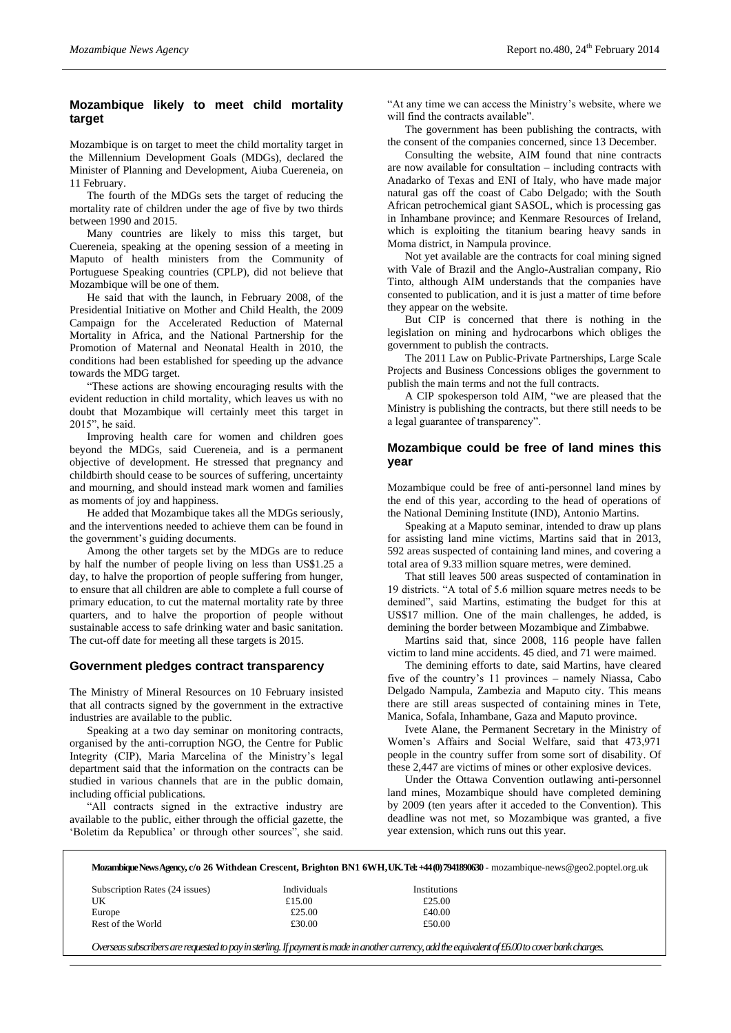## Mozambique likely to meet child mortality target

Mozambique is on target to meet the child mortality target in the Millennium Development Goals (MDGs), declared the Minister of Planning and Development, Aiuba Cuereneia, on 11 February.

The fourth of the MDGs sets the target of reducing the mortality rate of children under the age of five by two thirds between 1990 and 2015.

Many countries are likely to miss this target, but Cuereneia, speaking at the opening session of a meeting in Maputo of health ministers from the Community of Portuguese Speaking countries (CPLP), did not believe that Mozambique will be one of them.

He said that with the launch, in February 2008, of the Presidential Initiative on Mother and Child Health, the 2009 Campaign for the Accelerated Reduction of Maternal Mortality in Africa, and the National Partnership for the Promotion of Maternal and Neonatal Health in 2010, the conditions had been established for speeding up the advance towards the MDG target.

"These actions are showing encouraging results with the evident reduction in child mortality, which leaves us with no doubt that Mozambique will certainly meet this target in 2015", he said.

Improving health care for women and children goes beyond the MDGs, said Cuereneia, and is a permanent objective of development. He stressed that pregnancy and childbirth should cease to be sources of suffering, uncertainty and mourning, and should instead mark women and families as moments of joy and happiness.

He added that Mozambique takes all the MDGs seriously, and the interventions needed to achieve them can be found in the government's guiding documents.

Among the other targets set by the MDGs are to reduce by half the number of people living on less than US$1.25 a day, to halve the proportion of people suffering from hunger, to ensure that all children are able to complete a full course of primary education, to cut the maternal mortality rate by three quarters, and to halve the proportion of people without sustainable access to safe drinking water and basic sanitation. The cut-off date for meeting all these targets is 2015.

## Government pledges contract transparency

The Ministry of Mineral Resources on 10 February insisted that all contracts signed by the government in the extractive industries are available to the public.

Speaking at a two day seminar on monitoring contracts, organised by the anti-corruption NGO, the Centre for Public Integrity (CIP), Maria Marcelina of the Ministry's legal department said that the information on the contracts can be studied in various channels that are in the public domain, including official publications.

"All contracts signed in the extractive industry are available to the public, either through the official gazette, the 'Boletim da Republica' or through other sources", she said. "At any time we can access the Ministry's website, where we will find the contracts available".

The government has been publishing the contracts, with the consent of the companies concerned, since 13 December.

Consulting the website, AIM found that nine contracts are now available for consultation – including contracts with Anadarko of Texas and ENI of Italy, who have made major natural gas off the coast of Cabo Delgado; with the South African petrochemical giant SASOL, which is processing gas in Inhambane province; and Kenmare Resources of Ireland, which is exploiting the titanium bearing heavy sands in Moma district, in Nampula province.

Not yet available are the contracts for coal mining signed with Vale of Brazil and the Anglo-Australian company, Rio Tinto, although AIM understands that the companies have consented to publication, and it is just a matter of time before they appear on the website.

But CIP is concerned that there is nothing in the legislation on mining and hydrocarbons which obliges the government to publish the contracts.

The 2011 Law on Public-Private Partnerships, Large Scale Projects and Business Concessions obliges the government to publish the main terms and not the full contracts.

A CIP spokesperson told AIM, "we are pleased that the Ministry is publishing the contracts, but there still needs to be a legal guarantee of transparency".

## Mozambique could be free of land mines this year

Mozambique could be free of anti-personnel land mines by the end of this year, according to the head of operations of the National Demining Institute (IND), Antonio Martins.

Speaking at a Maputo seminar, intended to draw up plans for assisting land mine victims, Martins said that in 2013, 592 areas suspected of containing land mines, and covering a total area of 9.33 million square metres, were demined.

That still leaves 500 areas suspected of contamination in 19 districts. "A total of 5.6 million square metres needs to be demined", said Martins, estimating the budget for this at US$17 million. One of the main challenges, he added, is demining the border between Mozambique and Zimbabwe.

Martins said that, since 2008, 116 people have fallen victim to land mine accidents. 45 died, and 71 were maimed.

The demining efforts to date, said Martins, have cleared five of the country's 11 provinces – namely Niassa, Cabo Delgado Nampula, Zambezia and Maputo city. This means there are still areas suspected of containing mines in Tete, Manica, Sofala, Inhambane, Gaza and Maputo province.

Ivete Alane, the Permanent Secretary in the Ministry of Women's Affairs and Social Welfare, said that 473,971 people in the country suffer from some sort of disability. Of these 2,447 are victims of mines or other explosive devices.

Under the Ottawa Convention outlawing anti-personnel land mines, Mozambique should have completed demining by 2009 (ten years after it acceded to the Convention). This deadline was not met, so Mozambique was granted, a five year extension, which runs out this year.

---

**Mozambique News Agency, c/o 26 Withdean Crescent, Brighton BN1 6WH, UK. Tel: +44 (0) 7941890630** - mozambique-news@geo2.poptel.org.uk

| Subscription Rates (24 issues) | Individuals | Institutions |
|---|---|---|
| UK | £15.00 | £25.00 |
| Europe | £25.00 | £40.00 |
| Rest of the World | £30.00 | £50.00 |

*Overseas subscribers are requested to pay in sterling. If payment is made in another currency, add the equivalent of £6.00 to cover bank charges.*